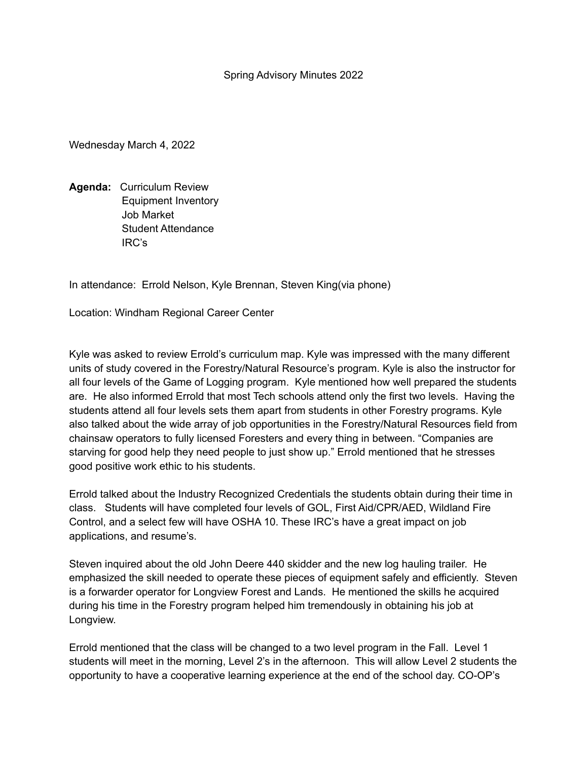Spring Advisory Minutes 2022

Wednesday March 4, 2022

**Agenda:** Curriculum Review
Equipment Inventory
Job Market
Student Attendance
IRC's

In attendance: Errold Nelson, Kyle Brennan, Steven King(via phone)

Location: Windham Regional Career Center

Kyle was asked to review Errold's curriculum map. Kyle was impressed with the many different units of study covered in the Forestry/Natural Resource's program. Kyle is also the instructor for all four levels of the Game of Logging program. Kyle mentioned how well prepared the students are. He also informed Errold that most Tech schools attend only the first two levels. Having the students attend all four levels sets them apart from students in other Forestry programs. Kyle also talked about the wide array of job opportunities in the Forestry/Natural Resources field from chainsaw operators to fully licensed Foresters and every thing in between. "Companies are starving for good help they need people to just show up." Errold mentioned that he stresses good positive work ethic to his students.

Errold talked about the Industry Recognized Credentials the students obtain during their time in class. Students will have completed four levels of GOL, First Aid/CPR/AED, Wildland Fire Control, and a select few will have OSHA 10. These IRC's have a great impact on job applications, and resume's.

Steven inquired about the old John Deere 440 skidder and the new log hauling trailer. He emphasized the skill needed to operate these pieces of equipment safely and efficiently. Steven is a forwarder operator for Longview Forest and Lands. He mentioned the skills he acquired during his time in the Forestry program helped him tremendously in obtaining his job at Longview.

Errold mentioned that the class will be changed to a two level program in the Fall. Level 1 students will meet in the morning, Level 2's in the afternoon. This will allow Level 2 students the opportunity to have a cooperative learning experience at the end of the school day. CO-OP's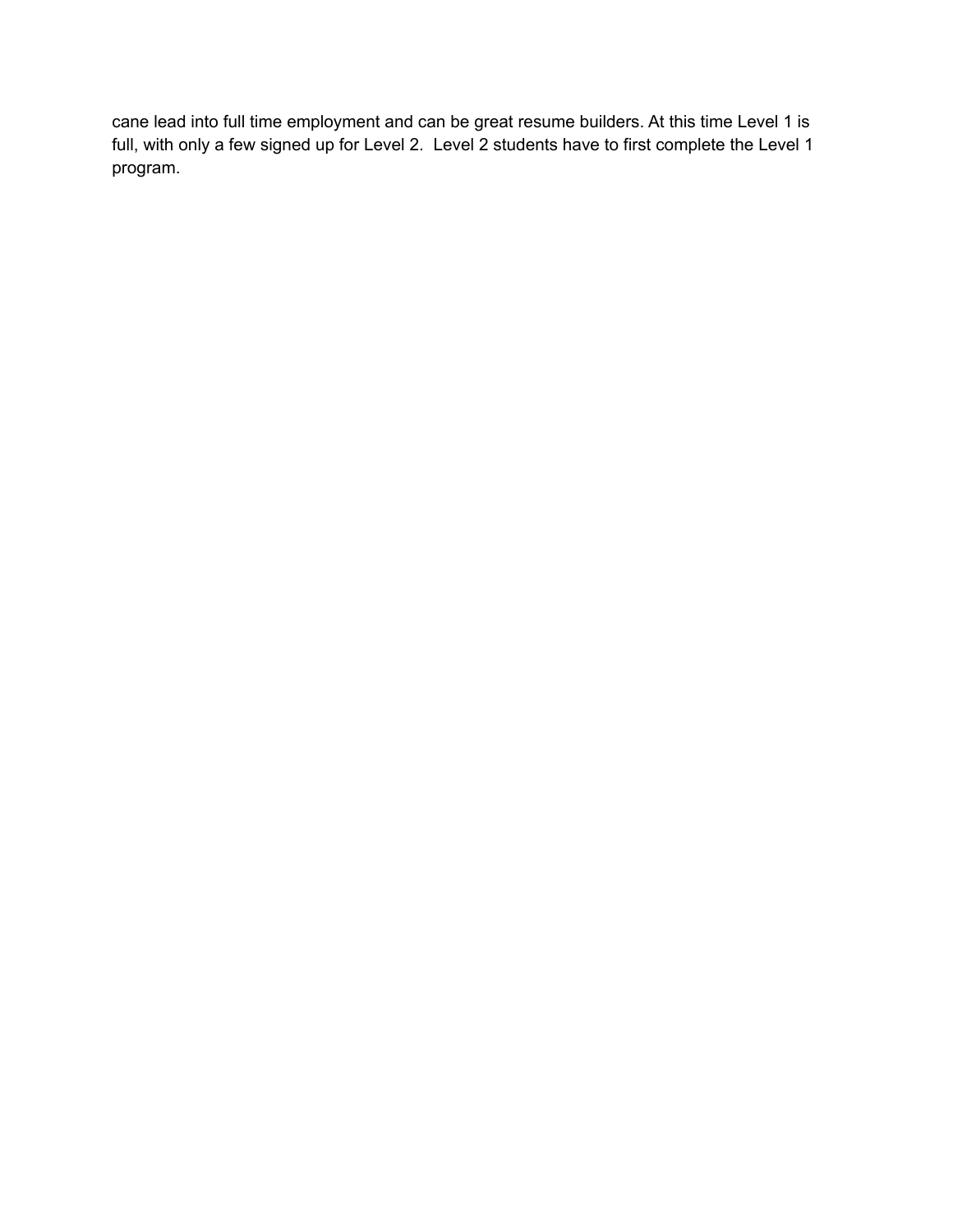cane lead into full time employment and can be great resume builders. At this time Level 1 is full, with only a few signed up for Level 2. Level 2 students have to first complete the Level 1 program.